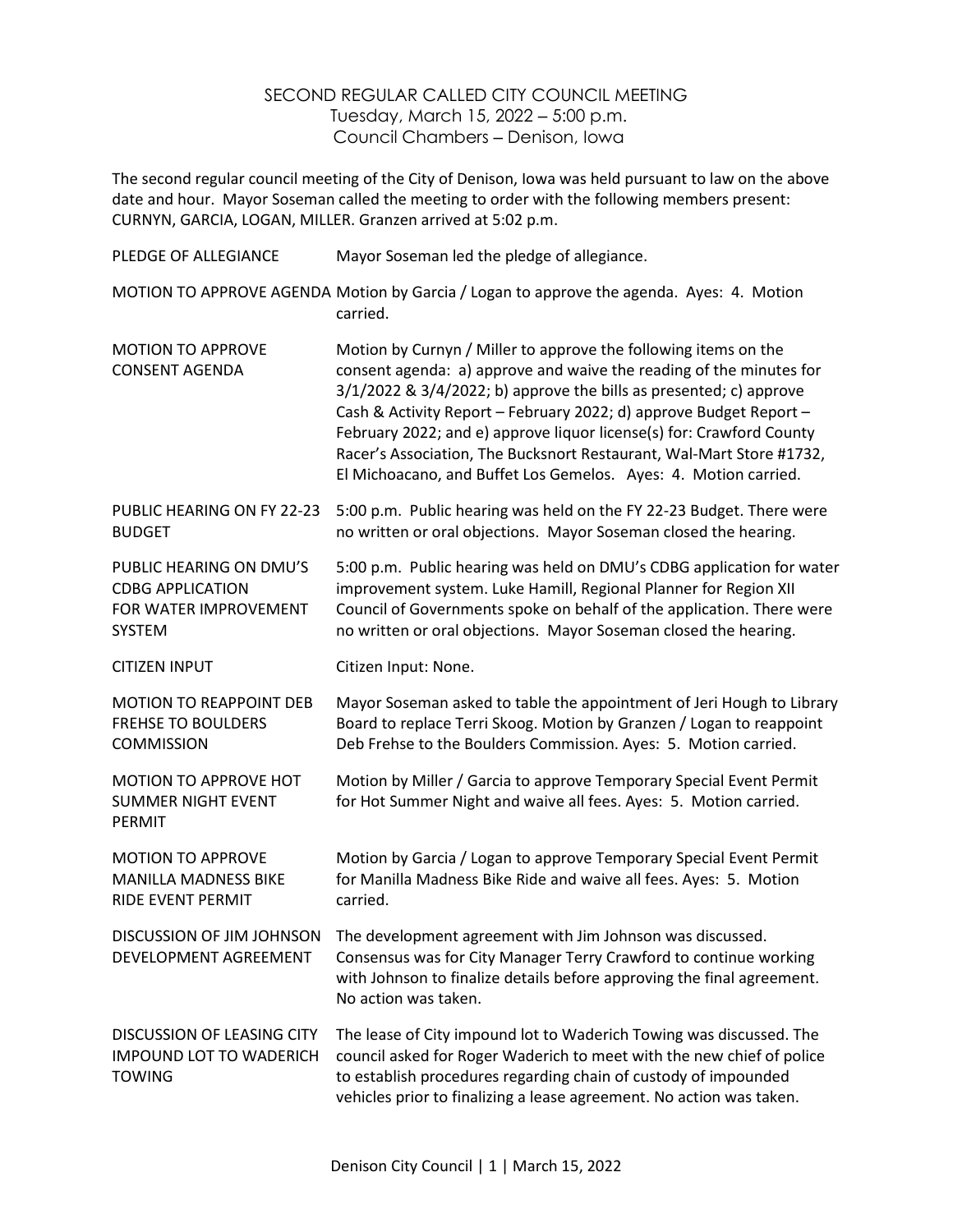# SECOND REGULAR CALLED CITY COUNCIL MEETING

Tuesday, March 15, 2022 – 5:00 p.m.
Council Chambers – Denison, Iowa

The second regular council meeting of the City of Denison, Iowa was held pursuant to law on the above date and hour. Mayor Soseman called the meeting to order with the following members present: CURNYN, GARCIA, LOGAN, MILLER. Granzen arrived at 5:02 p.m.

| | |
|---|---|
| PLEDGE OF ALLEGIANCE | Mayor Soseman led the pledge of allegiance. |
| MOTION TO APPROVE AGENDA | Motion by Garcia / Logan to approve the agenda. Ayes: 4. Motion carried. |
| MOTION TO APPROVE CONSENT AGENDA | Motion by Curnyn / Miller to approve the following items on the consent agenda: a) approve and waive the reading of the minutes for 3/1/2022 & 3/4/2022; b) approve the bills as presented; c) approve Cash & Activity Report – February 2022; d) approve Budget Report – February 2022; and e) approve liquor license(s) for: Crawford County Racer's Association, The Bucksnort Restaurant, Wal-Mart Store #1732, El Michoacano, and Buffet Los Gemelos. Ayes: 4. Motion carried. |
| PUBLIC HEARING ON FY 22-23 BUDGET | 5:00 p.m. Public hearing was held on the FY 22-23 Budget. There were no written or oral objections. Mayor Soseman closed the hearing. |
| PUBLIC HEARING ON DMU'S CDBG APPLICATION FOR WATER IMPROVEMENT SYSTEM | 5:00 p.m. Public hearing was held on DMU's CDBG application for water improvement system. Luke Hamill, Regional Planner for Region XII Council of Governments spoke on behalf of the application. There were no written or oral objections. Mayor Soseman closed the hearing. |
| CITIZEN INPUT | Citizen Input: None. |
| MOTION TO REAPPOINT DEB FREHSE TO BOULDERS COMMISSION | Mayor Soseman asked to table the appointment of Jeri Hough to Library Board to replace Terri Skoog. Motion by Granzen / Logan to reappoint Deb Frehse to the Boulders Commission. Ayes: 5. Motion carried. |
| MOTION TO APPROVE HOT SUMMER NIGHT EVENT PERMIT | Motion by Miller / Garcia to approve Temporary Special Event Permit for Hot Summer Night and waive all fees. Ayes: 5. Motion carried. |
| MOTION TO APPROVE MANILLA MADNESS BIKE RIDE EVENT PERMIT | Motion by Garcia / Logan to approve Temporary Special Event Permit for Manilla Madness Bike Ride and waive all fees. Ayes: 5. Motion carried. |
| DISCUSSION OF JIM JOHNSON DEVELOPMENT AGREEMENT | The development agreement with Jim Johnson was discussed. Consensus was for City Manager Terry Crawford to continue working with Johnson to finalize details before approving the final agreement. No action was taken. |
| DISCUSSION OF LEASING CITY IMPOUND LOT TO WADERICH TOWING | The lease of City impound lot to Waderich Towing was discussed. The council asked for Roger Waderich to meet with the new chief of police to establish procedures regarding chain of custody of impounded vehicles prior to finalizing a lease agreement. No action was taken. |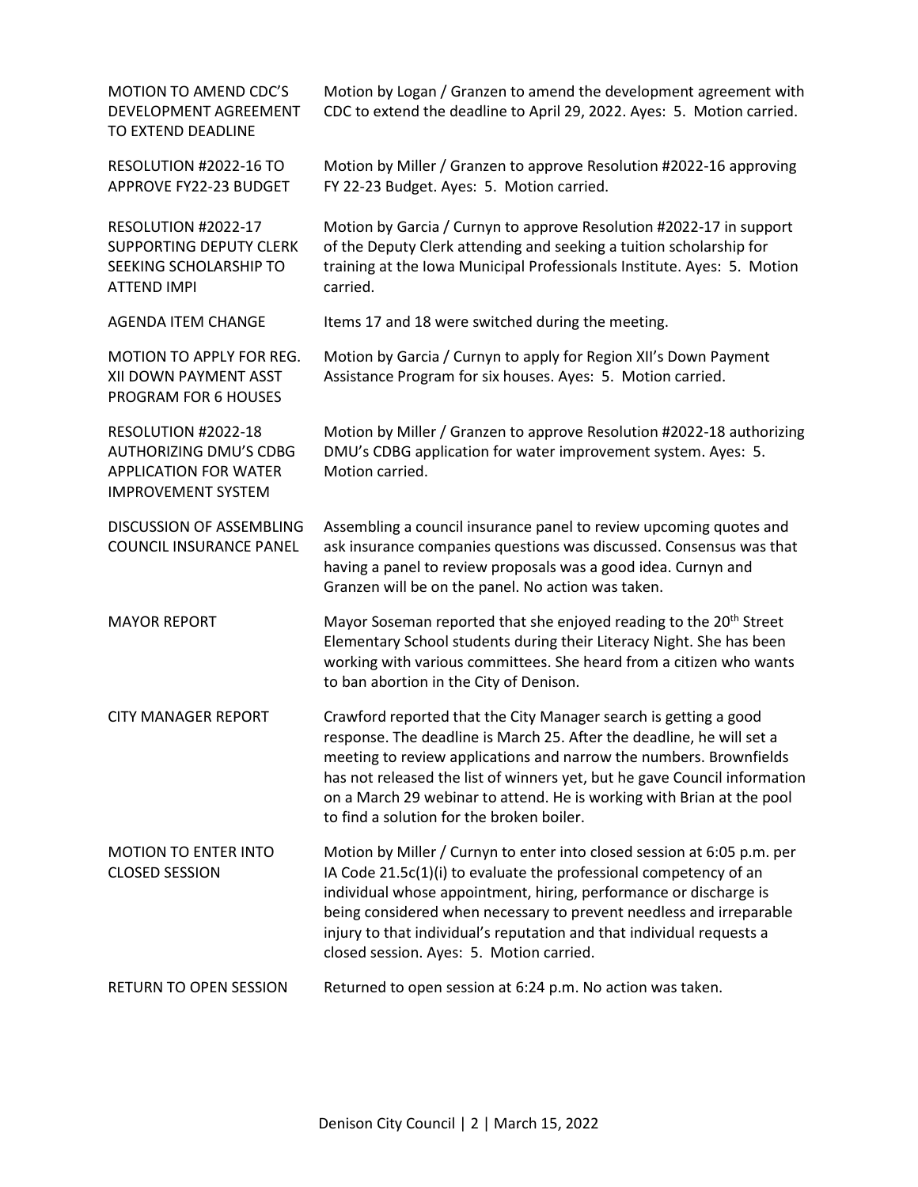| | |
|---|---|
| MOTION TO AMEND CDC'S DEVELOPMENT AGREEMENT TO EXTEND DEADLINE | Motion by Logan / Granzen to amend the development agreement with CDC to extend the deadline to April 29, 2022. Ayes: 5. Motion carried. |
| RESOLUTION #2022-16 TO APPROVE FY22-23 BUDGET | Motion by Miller / Granzen to approve Resolution #2022-16 approving FY 22-23 Budget. Ayes: 5. Motion carried. |
| RESOLUTION #2022-17 SUPPORTING DEPUTY CLERK SEEKING SCHOLARSHIP TO ATTEND IMPI | Motion by Garcia / Curnyn to approve Resolution #2022-17 in support of the Deputy Clerk attending and seeking a tuition scholarship for training at the Iowa Municipal Professionals Institute. Ayes: 5. Motion carried. |
| AGENDA ITEM CHANGE | Items 17 and 18 were switched during the meeting. |
| MOTION TO APPLY FOR REG. XII DOWN PAYMENT ASST PROGRAM FOR 6 HOUSES | Motion by Garcia / Curnyn to apply for Region XII's Down Payment Assistance Program for six houses. Ayes: 5. Motion carried. |
| RESOLUTION #2022-18 AUTHORIZING DMU'S CDBG APPLICATION FOR WATER IMPROVEMENT SYSTEM | Motion by Miller / Granzen to approve Resolution #2022-18 authorizing DMU's CDBG application for water improvement system. Ayes: 5. Motion carried. |
| DISCUSSION OF ASSEMBLING COUNCIL INSURANCE PANEL | Assembling a council insurance panel to review upcoming quotes and ask insurance companies questions was discussed. Consensus was that having a panel to review proposals was a good idea. Curnyn and Granzen will be on the panel. No action was taken. |
| MAYOR REPORT | Mayor Soseman reported that she enjoyed reading to the 20th Street Elementary School students during their Literacy Night. She has been working with various committees. She heard from a citizen who wants to ban abortion in the City of Denison. |
| CITY MANAGER REPORT | Crawford reported that the City Manager search is getting a good response. The deadline is March 25. After the deadline, he will set a meeting to review applications and narrow the numbers. Brownfields has not released the list of winners yet, but he gave Council information on a March 29 webinar to attend. He is working with Brian at the pool to find a solution for the broken boiler. |
| MOTION TO ENTER INTO CLOSED SESSION | Motion by Miller / Curnyn to enter into closed session at 6:05 p.m. per IA Code 21.5c(1)(i) to evaluate the professional competency of an individual whose appointment, hiring, performance or discharge is being considered when necessary to prevent needless and irreparable injury to that individual's reputation and that individual requests a closed session. Ayes: 5. Motion carried. |
| RETURN TO OPEN SESSION | Returned to open session at 6:24 p.m. No action was taken. |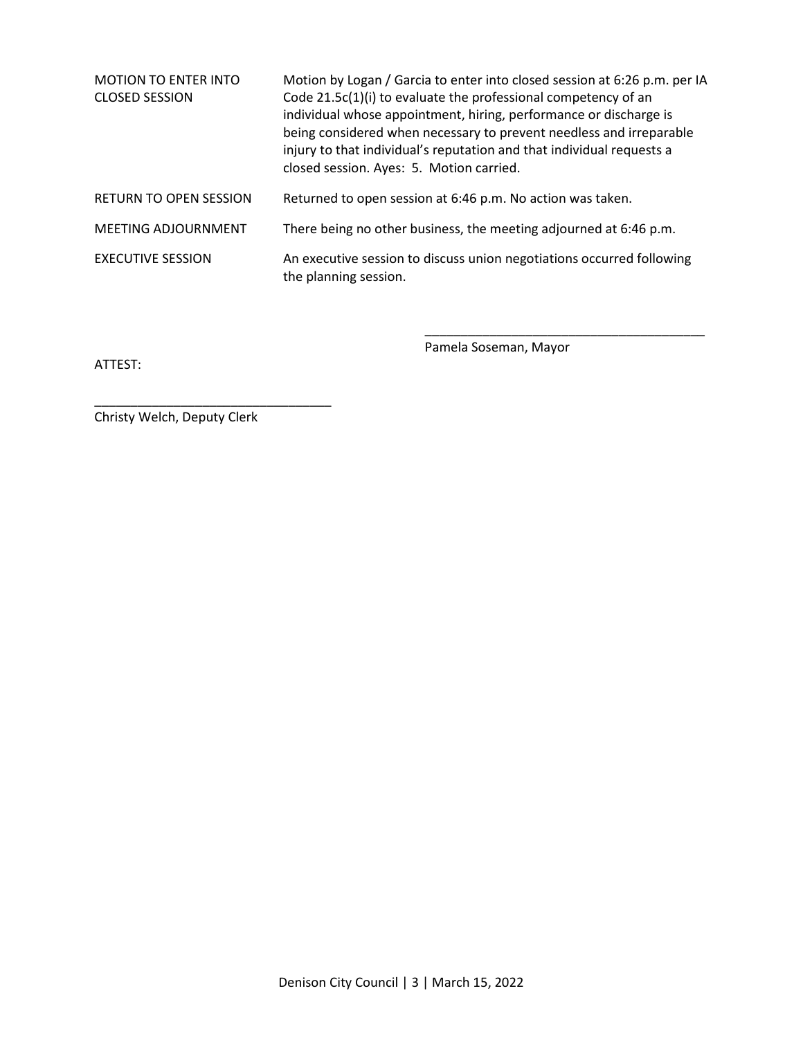| | |
|---|---|
| MOTION TO ENTER INTO CLOSED SESSION | Motion by Logan / Garcia to enter into closed session at 6:26 p.m. per IA Code 21.5c(1)(i) to evaluate the professional competency of an individual whose appointment, hiring, performance or discharge is being considered when necessary to prevent needless and irreparable injury to that individual's reputation and that individual requests a closed session. Ayes: 5. Motion carried. |
| RETURN TO OPEN SESSION | Returned to open session at 6:46 p.m. No action was taken. |
| MEETING ADJOURNMENT | There being no other business, the meeting adjourned at 6:46 p.m. |
| EXECUTIVE SESSION | An executive session to discuss union negotiations occurred following the planning session. |

\_\_\_\_\_\_\_\_\_\_\_\_\_\_\_\_\_\_\_\_\_\_\_\_\_\_\_\_\_\_\_\_\_\_\_\_\_\_\_\_
Pamela Soseman, Mayor

ATTEST:

\_\_\_\_\_\_\_\_\_\_\_\_\_\_\_\_\_\_\_\_\_\_\_\_\_\_\_\_\_\_\_\_\_\_
Christy Welch, Deputy Clerk